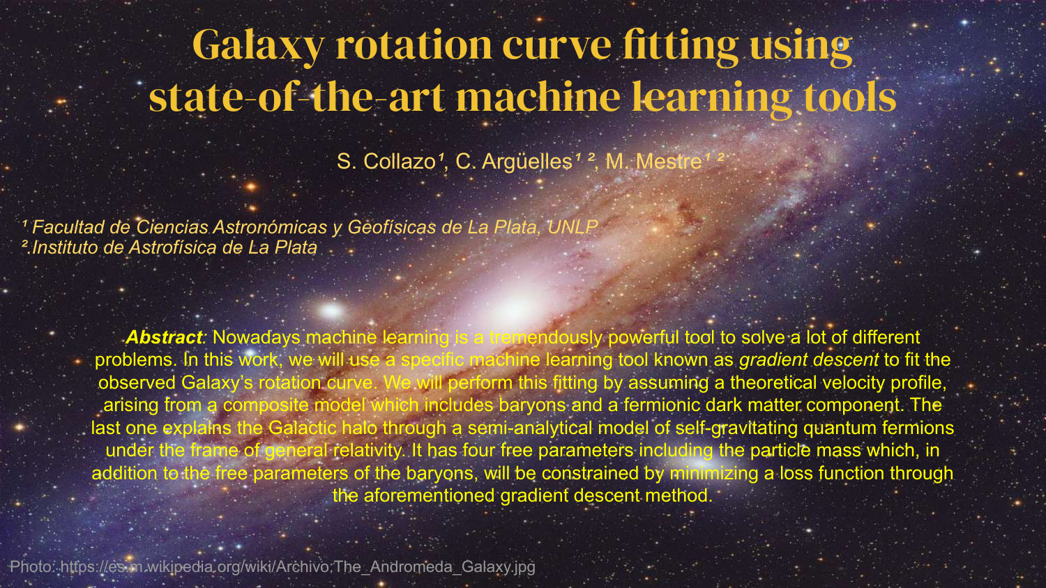# Galaxy rotation curve fitting using state-of-the-art machine learning tools

S. Collazo[1], C. Argüelles[1,2], M. Mestre[1,2]

[1] *Facultad de Ciencias Astronómicas y Geofísicas de La Plata, UNLP*
[2] *Instituto de Astrofísica de La Plata*

***Abstract**:* Nowadays machine learning is a tremendously powerful tool to solve a lot of different problems. In this work, we will use a specific machine learning tool known as *gradient descent* to fit the observed Galaxy's rotation curve. We will perform this fitting by assuming a theoretical velocity profile, arising from a composite model which includes baryons and a fermionic dark matter component. The last one explains the Galactic halo through a semi-analytical model of self-gravitating quantum fermions under the frame of general relativity. It has four free parameters including the particle mass which, in addition to the free parameters of the baryons, will be constrained by minimizing a loss function through the aforementioned gradient descent method.

Photo: https://es.m.wikipedia.org/wiki/Archivo:The_Andromeda_Galaxy.jpg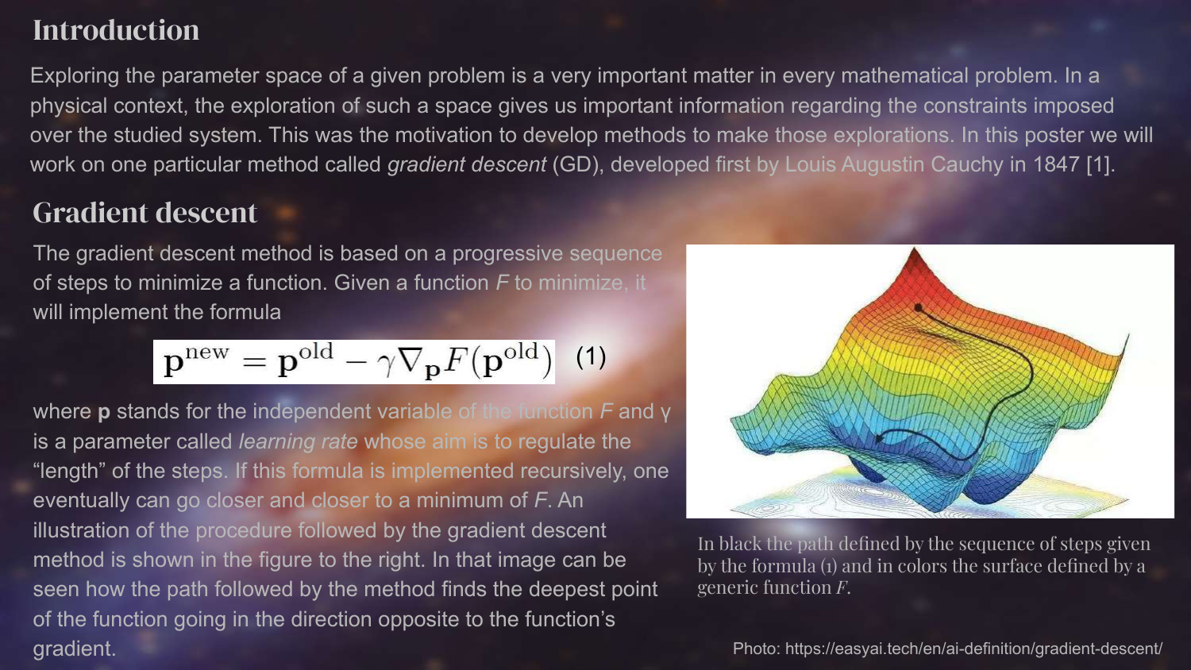## Introduction

Exploring the parameter space of a given problem is a very important matter in every mathematical problem. In a physical context, the exploration of such a space gives us important information regarding the constraints imposed over the studied system. This was the motivation to develop methods to make those explorations. In this poster we will work on one particular method called *gradient descent* (GD), developed first by Louis Augustin Cauchy in 1847 [1].

## Gradient descent

The gradient descent method is based on a progressive sequence of steps to minimize a function. Given a function *F* to minimize, it will implement the formula

$$\mathbf{p}^{\text{new}} = \mathbf{p}^{\text{old}} - \gamma \nabla_{\mathbf{p}} F(\mathbf{p}^{\text{old}}) \quad (1)$$

where **p** stands for the independent variable of the function *F* and γ is a parameter called *learning rate* whose aim is to regulate the "length" of the steps. If this formula is implemented recursively, one eventually can go closer and closer to a minimum of *F*. An illustration of the procedure followed by the gradient descent method is shown in the figure to the right. In that image can be seen how the path followed by the method finds the deepest point of the function going in the direction opposite to the function's gradient.

In black the path defined by the sequence of steps given by the formula (1) and in colors the surface defined by a generic function *F*.

Photo: https://easyai.tech/en/ai-definition/gradient-descent/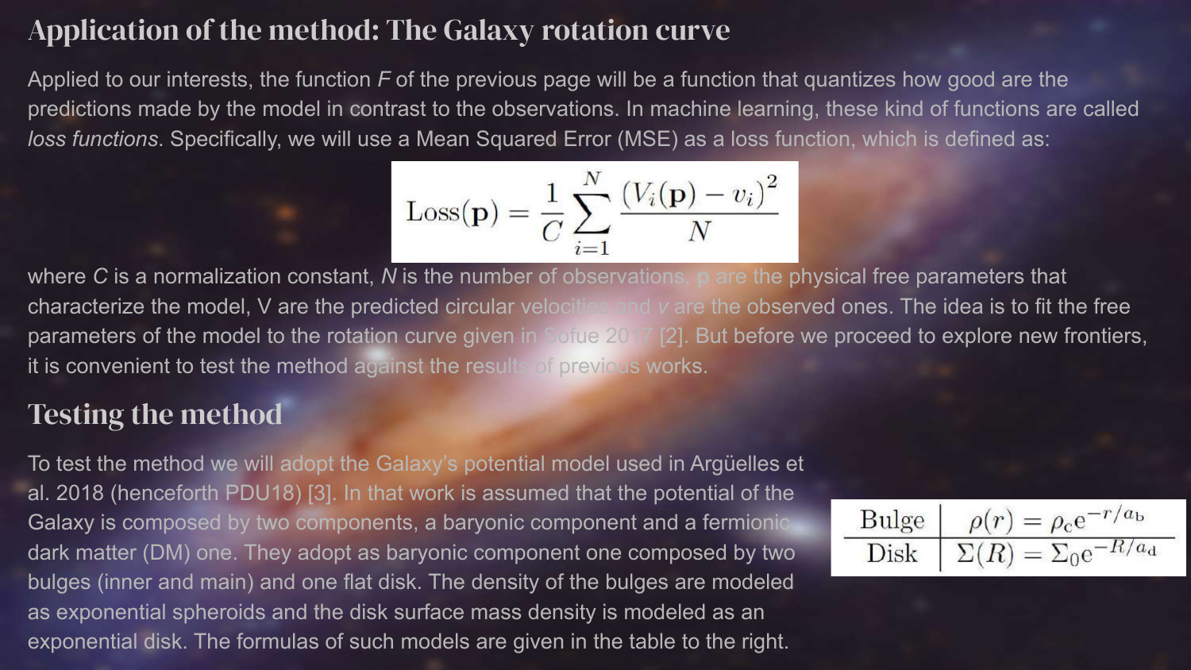## Application of the method: The Galaxy rotation curve

Applied to our interests, the function *F* of the previous page will be a function that quantizes how good are the predictions made by the model in contrast to the observations. In machine learning, these kind of functions are called *loss functions*. Specifically, we will use a Mean Squared Error (MSE) as a loss function, which is defined as:

$$\mathrm{Loss}(\mathbf{p}) = \frac{1}{C}\sum_{i=1}^{N}\frac{\left(V_i(\mathbf{p}) - v_i\right)^2}{N}$$

where *C* is a normalization constant, *N* is the number of observations, **p** are the physical free parameters that characterize the model, V are the predicted circular velocities and *v* are the observed ones. The idea is to fit the free parameters of the model to the rotation curve given in Sofue 2017 [2]. But before we proceed to explore new frontiers, it is convenient to test the method against the results of previous works.

## Testing the method

To test the method we will adopt the Galaxy's potential model used in Argüelles et al. 2018 (henceforth PDU18) [3]. In that work is assumed that the potential of the Galaxy is composed by two components, a baryonic component and a fermionic dark matter (DM) one. They adopt as baryonic component one composed by two bulges (inner and main) and one flat disk. The density of the bulges are modeled as exponential spheroids and the disk surface mass density is modeled as an exponential disk. The formulas of such models are given in the table to the right.

| | |
|---|---|
| Bulge | $\rho(r) = \rho_c e^{-r/a_b}$ |
| Disk | $\Sigma(R) = \Sigma_0 e^{-R/a_d}$ |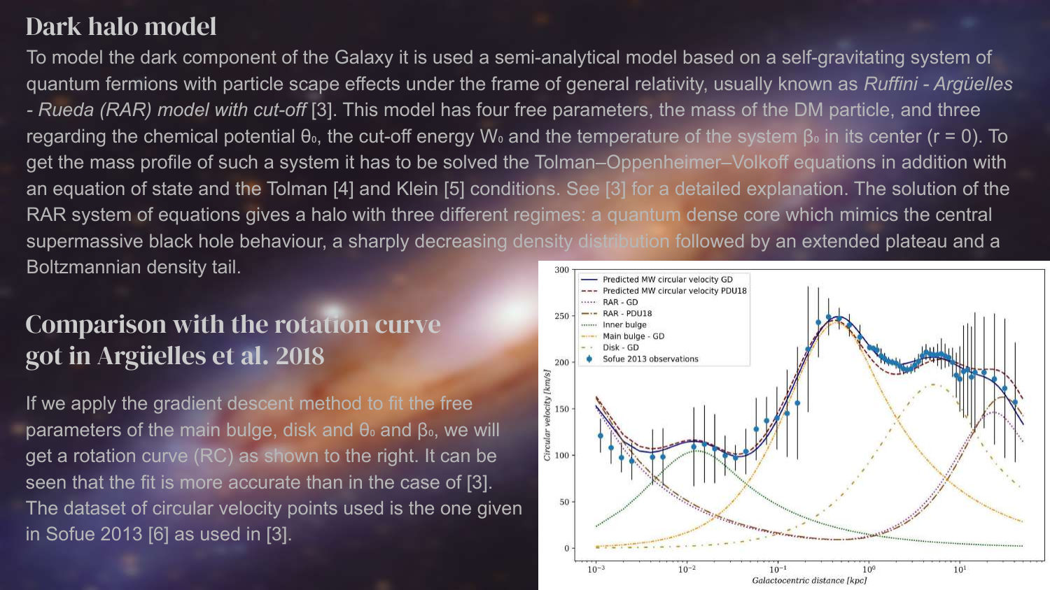## Dark halo model

To model the dark component of the Galaxy it is used a semi-analytical model based on a self-gravitating system of quantum fermions with particle scape effects under the frame of general relativity, usually known as *Ruffini - Argüelles - Rueda (RAR) model with cut-off* [3]. This model has four free parameters, the mass of the DM particle, and three regarding the chemical potential $\theta_0$, the cut-off energy $W_0$ and the temperature of the system $\beta_0$ in its center (r = 0). To get the mass profile of such a system it has to be solved the Tolman–Oppenheimer–Volkoff equations in addition with an equation of state and the Tolman [4] and Klein [5] conditions. See [3] for a detailed explanation. The solution of the RAR system of equations gives a halo with three different regimes: a quantum dense core which mimics the central supermassive black hole behaviour, a sharply decreasing density distribution followed by an extended plateau and a Boltzmannian density tail.

## Comparison with the rotation curve got in Argüelles et al. 2018

If we apply the gradient descent method to fit the free parameters of the main bulge, disk and $\theta_0$ and $\beta_0$, we will get a rotation curve (RC) as shown to the right. It can be seen that the fit is more accurate than in the case of [3]. The dataset of circular velocity points used is the one given in Sofue 2013 [6] as used in [3].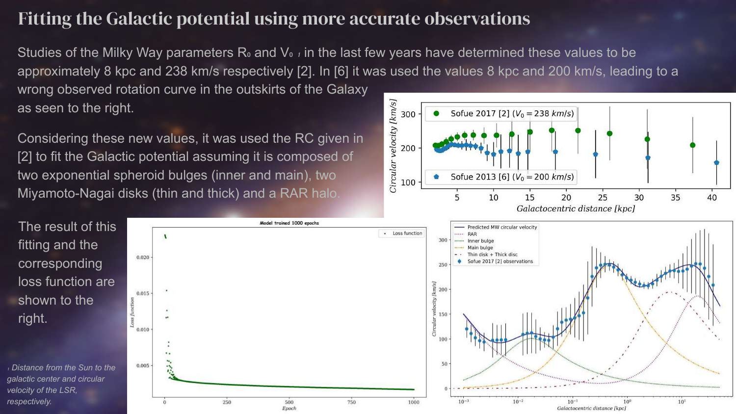# Fitting the Galactic potential using more accurate observations

Studies of the Milky Way parameters $R_0$ and $V_0$ [1] in the last few years have determined these values to be approximately 8 kpc and 238 km/s respectively [2]. In [6] it was used the values 8 kpc and 200 km/s, leading to a wrong observed rotation curve in the outskirts of the Galaxy as seen to the right.

Considering these new values, it was used the RC given in [2] to fit the Galactic potential assuming it is composed of two exponential spheroid bulges (inner and main), two Miyamoto-Nagai disks (thin and thick) and a RAR halo.

The result of this fitting and the corresponding loss function are shown to the right.

[1] Distance from the Sun to the galactic center and circular velocity of the LSR, respectively.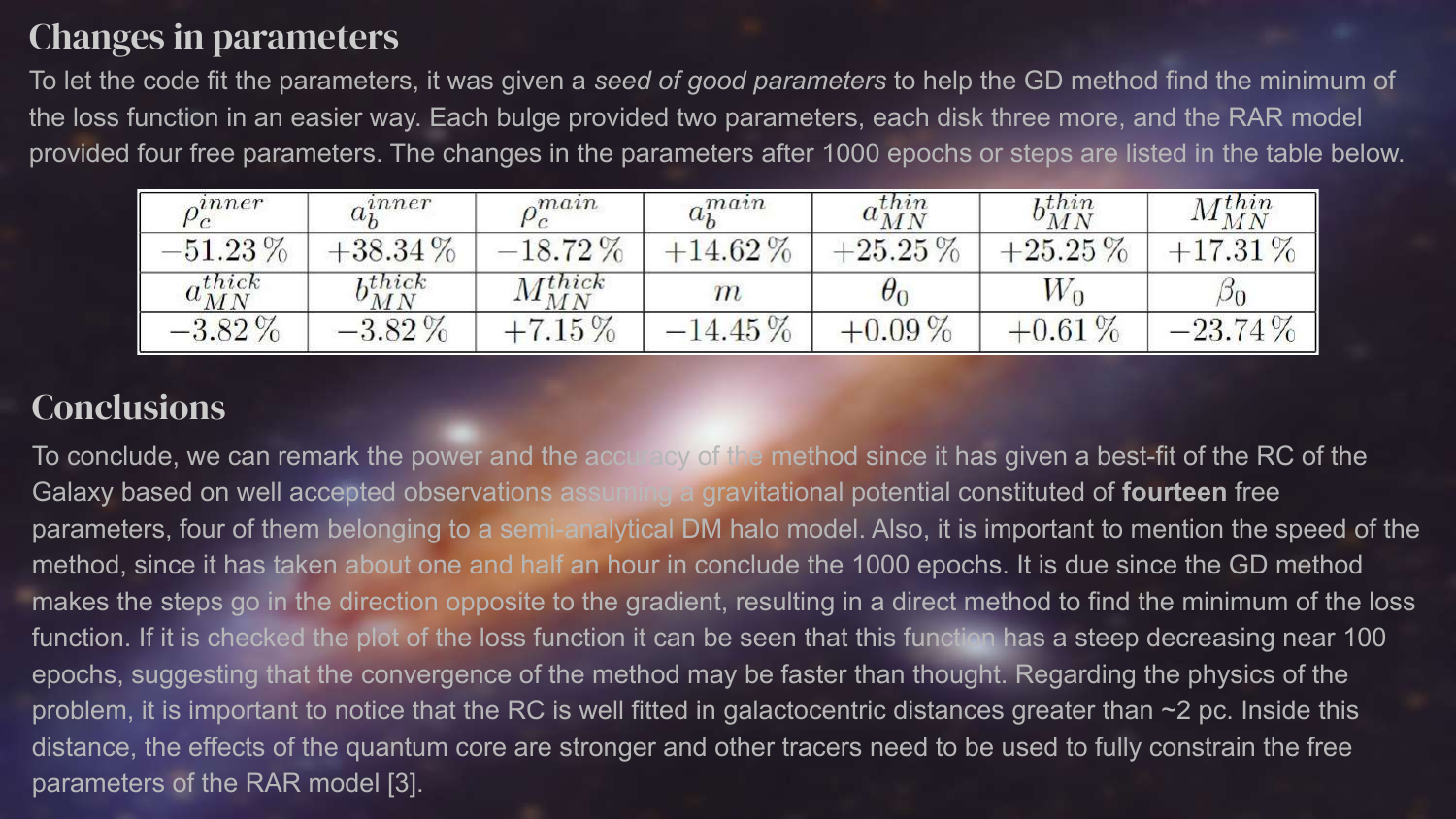## Changes in parameters

To let the code fit the parameters, it was given a *seed of good parameters* to help the GD method find the minimum of the loss function in an easier way. Each bulge provided two parameters, each disk three more, and the RAR model provided four free parameters. The changes in the parameters after 1000 epochs or steps are listed in the table below.

| $\rho_c^{inner}$ | $a_b^{inner}$ | $\rho_c^{main}$ | $a_b^{main}$ | $a_{MN}^{thin}$ | $b_{MN}^{thin}$ | $M_{MN}^{thin}$ |
|---|---|---|---|---|---|---|
| $-51.23\,\%$ | $+38.34\,\%$ | $-18.72\,\%$ | $+14.62\,\%$ | $+25.25\,\%$ | $+25.25\,\%$ | $+17.31\,\%$ |
| $a_{MN}^{thick}$ | $b_{MN}^{thick}$ | $M_{MN}^{thick}$ | $m$ | $\theta_0$ | $W_0$ | $\beta_0$ |
| $-3.82\,\%$ | $-3.82\,\%$ | $+7.15\,\%$ | $-14.45\,\%$ | $+0.09\,\%$ | $+0.61\,\%$ | $-23.74\,\%$ |

## Conclusions

To conclude, we can remark the power and the accuracy of the method since it has given a best-fit of the RC of the Galaxy based on well accepted observations assuming a gravitational potential constituted of **fourteen** free parameters, four of them belonging to a semi-analytical DM halo model. Also, it is important to mention the speed of the method, since it has taken about one and half an hour in conclude the 1000 epochs. It is due since the GD method makes the steps go in the direction opposite to the gradient, resulting in a direct method to find the minimum of the loss function. If it is checked the plot of the loss function it can be seen that this function has a steep decreasing near 100 epochs, suggesting that the convergence of the method may be faster than thought. Regarding the physics of the problem, it is important to notice that the RC is well fitted in galactocentric distances greater than ~2 pc. Inside this distance, the effects of the quantum core are stronger and other tracers need to be used to fully constrain the free parameters of the RAR model [3].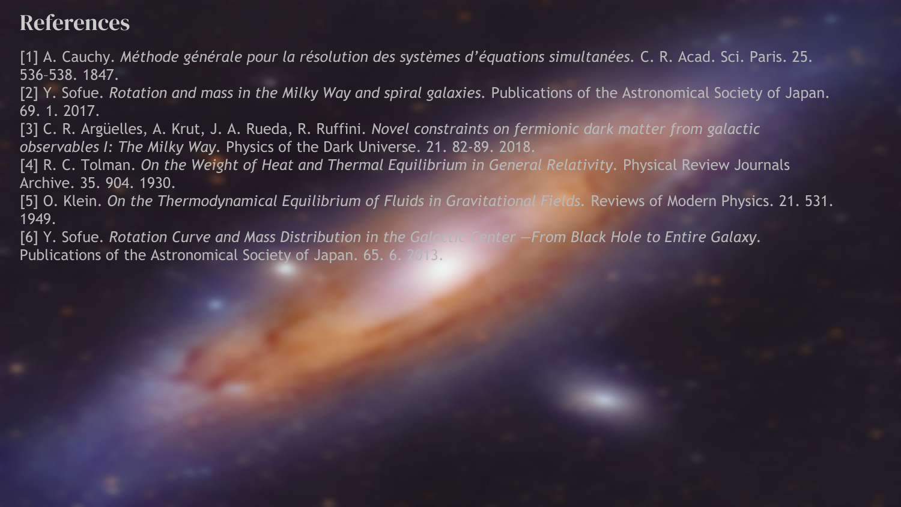# References

[1] A. Cauchy. *Méthode générale pour la résolution des systèmes d'équations simultanées.* C. R. Acad. Sci. Paris. 25. 536–538. 1847.

[2] Y. Sofue. *Rotation and mass in the Milky Way and spiral galaxies.* Publications of the Astronomical Society of Japan. 69. 1. 2017.

[3] C. R. Argüelles, A. Krut, J. A. Rueda, R. Ruffini. *Novel constraints on fermionic dark matter from galactic observables I: The Milky Way.* Physics of the Dark Universe. 21. 82-89. 2018.

[4] R. C. Tolman. *On the Weight of Heat and Thermal Equilibrium in General Relativity.* Physical Review Journals Archive. 35. 904. 1930.

[5] O. Klein. *On the Thermodynamical Equilibrium of Fluids in Gravitational Fields.* Reviews of Modern Physics. 21. 531. 1949.

[6] Y. Sofue. *Rotation Curve and Mass Distribution in the Galactic Center —From Black Hole to Entire Galaxy.* Publications of the Astronomical Society of Japan. 65. 6. 2013.